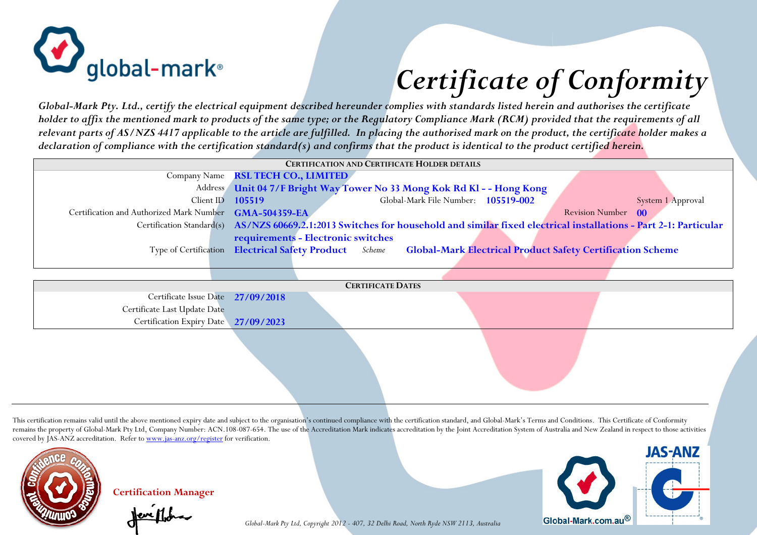global-mark®

# Certificate of Conformity

*Global-Mark Pty. Ltd., certify the electrical equipment described hereunder complies with standards listed herein and authorises the certificate holder to affix the mentioned mark to products of the same type; or the Regulatory Compliance Mark (RCM) provided that the requirements of all relevant parts of AS/NZS 4417 applicable to the article are fulfilled. In placing the authorised mark on the product, the certificate holder makes a declaration of compliance with the certification standard(s) and confirms that the product is identical to the product certified herein.*

| CERTIFICATION AND CERTIFICATE HOLDER DETAILS | | | | | |
|---|---|---|---|---|---|
| Company Name | **RSL TECH CO., LIMITED** | | | | |
| Address | **Unit 04 7/F Bright Way Tower No 33 Mong Kok Rd Kl - - Hong Kong** | | | | |
| Client ID | **105519** | Global-Mark File Number: | **105519-002** | System 1 Approval | |
| Certification and Authorized Mark Number | **GMA-504359-EA** | | | Revision Number | **00** |
| Certification Standard(s) | **AS/NZS 60669.2.1:2013 Switches for household and similar fixed electrical installations - Part 2-1: Particular requirements - Electronic switches** | | | | |
| Type of Certification | **Electrical Safety Product** | *Scheme* | **Global-Mark Electrical Product Safety Certification Scheme** | | |

| CERTIFICATE DATES | |
|---|---|
| Certificate Issue Date | **27/09/2018** |
| Certificate Last Update Date | |
| Certification Expiry Date | **27/09/2023** |

This certification remains valid until the above mentioned expiry date and subject to the organisation's continued compliance with the certification standard, and Global-Mark's Terms and Conditions. This Certificate of Conformity remains the property of Global-Mark Pty Ltd, Company Number: ACN.108-087-654. The use of the Accreditation Mark indicates accreditation by the Joint Accreditation System of Australia and New Zealand in respect to those activities covered by JAS-ANZ accreditation. Refer to www.jas-anz.org/register for verification.

**Certification Manager**

*Global-Mark Pty Ltd, Copyright 2012 - 407, 32 Delhi Road, North Ryde NSW 2113, Australia*

Global-Mark.com.au®

JAS-ANZ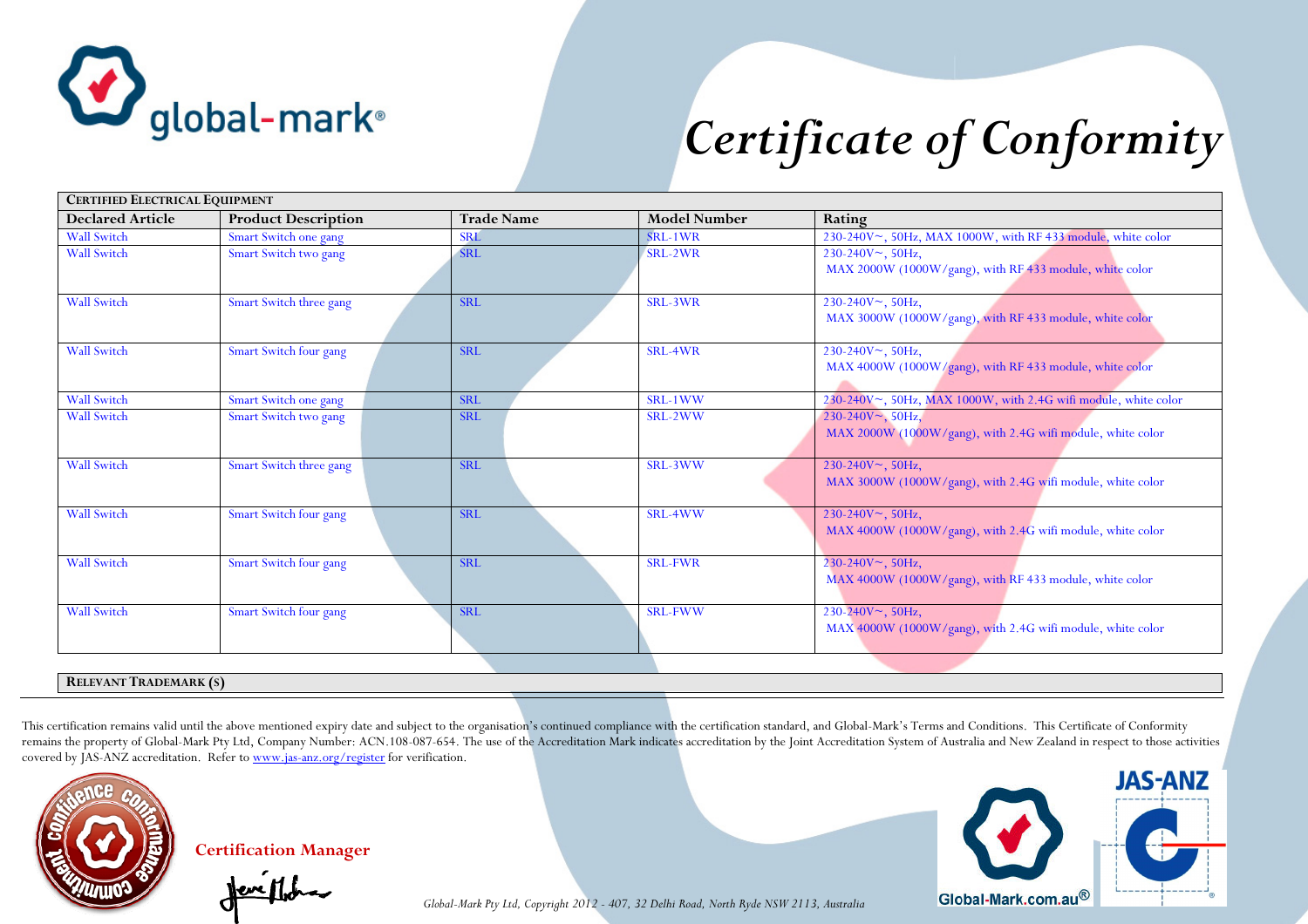# Certificate of Conformity

| **CERTIFIED ELECTRICAL EQUIPMENT** | | | | |
|---|---|---|---|---|
| **Declared Article** | **Product Description** | **Trade Name** | **Model Number** | **Rating** |
| Wall Switch | Smart Switch one gang | SRL | SRL-1WR | 230-240V~, 50Hz, MAX 1000W, with RF 433 module, white color |
| Wall Switch | Smart Switch two gang | SRL | SRL-2WR | 230-240V~, 50Hz, MAX 2000W (1000W/gang), with RF 433 module, white color |
| Wall Switch | Smart Switch three gang | SRL | SRL-3WR | 230-240V~, 50Hz, MAX 3000W (1000W/gang), with RF 433 module, white color |
| Wall Switch | Smart Switch four gang | SRL | SRL-4WR | 230-240V~, 50Hz, MAX 4000W (1000W/gang), with RF 433 module, white color |
| Wall Switch | Smart Switch one gang | SRL | SRL-1WW | 230-240V~, 50Hz, MAX 1000W, with 2.4G wifi module, white color |
| Wall Switch | Smart Switch two gang | SRL | SRL-2WW | 230-240V~, 50Hz, MAX 2000W (1000W/gang), with 2.4G wifi module, white color |
| Wall Switch | Smart Switch three gang | SRL | SRL-3WW | 230-240V~, 50Hz, MAX 3000W (1000W/gang), with 2.4G wifi module, white color |
| Wall Switch | Smart Switch four gang | SRL | SRL-4WW | 230-240V~, 50Hz, MAX 4000W (1000W/gang), with 2.4G wifi module, white color |
| Wall Switch | Smart Switch four gang | SRL | SRL-FWR | 230-240V~, 50Hz, MAX 4000W (1000W/gang), with RF 433 module, white color |
| Wall Switch | Smart Switch four gang | SRL | SRL-FWW | 230-240V~, 50Hz, MAX 4000W (1000W/gang), with 2.4G wifi module, white color |

**RELEVANT TRADEMARK (S)**

This certification remains valid until the above mentioned expiry date and subject to the organisation's continued compliance with the certification standard, and Global-Mark's Terms and Conditions. This Certificate of Conformity remains the property of Global-Mark Pty Ltd, Company Number: ACN.108-087-654. The use of the Accreditation Mark indicates accreditation by the Joint Accreditation System of Australia and New Zealand in respect to those activities covered by JAS-ANZ accreditation. Refer to www.jas-anz.org/register for verification.

**Certification Manager**

*Global-Mark Pty Ltd, Copyright 2012 - 407, 32 Delhi Road, North Ryde NSW 2113, Australia*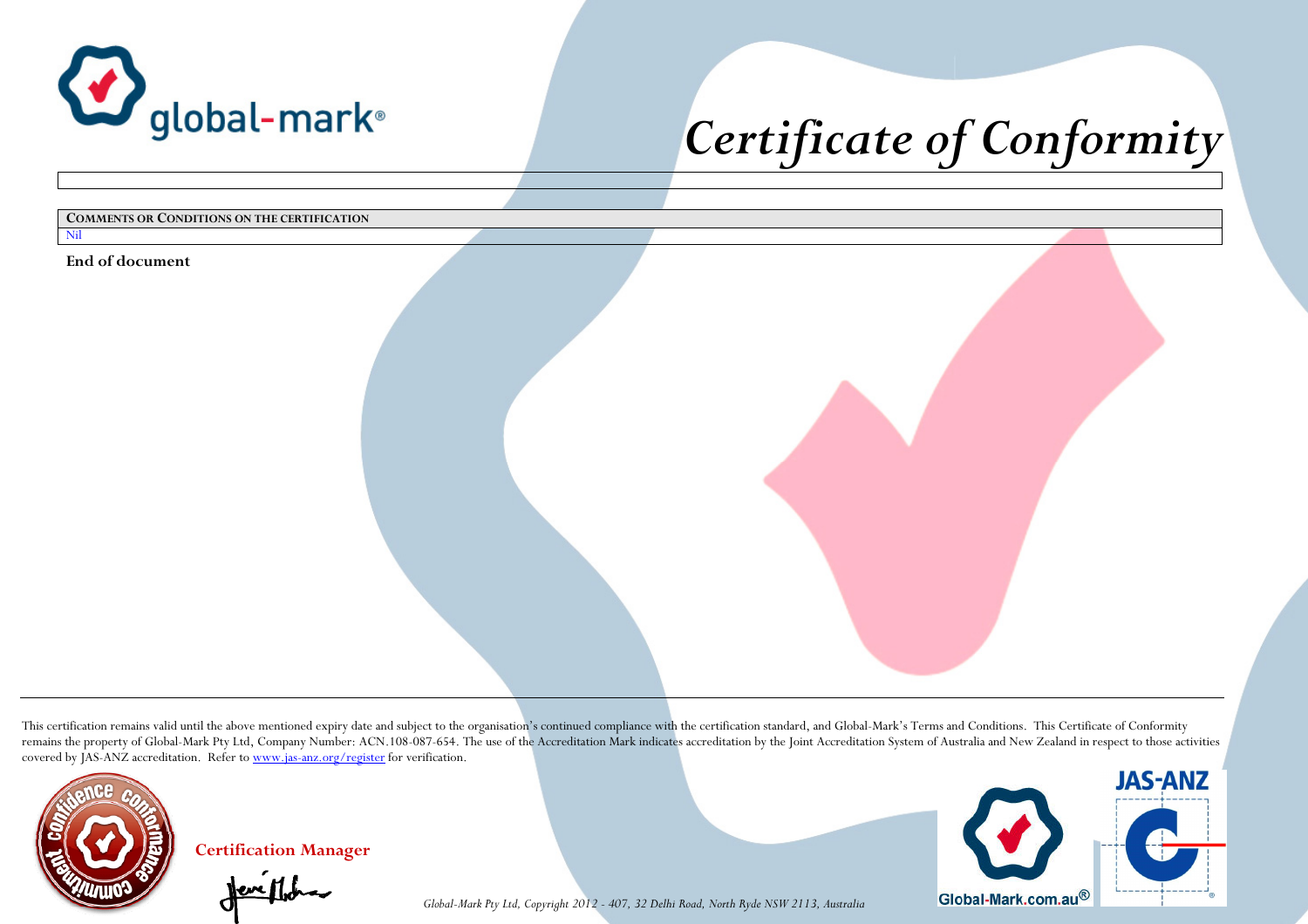# Certificate of Conformity

| COMMENTS OR CONDITIONS ON THE CERTIFICATION |
| --- |
| Nil |

**End of document**

This certification remains valid until the above mentioned expiry date and subject to the organisation's continued compliance with the certification standard, and Global-Mark's Terms and Conditions. This Certificate of Conformity remains the property of Global-Mark Pty Ltd, Company Number: ACN.108-087-654. The use of the Accreditation Mark indicates accreditation by the Joint Accreditation System of Australia and New Zealand in respect to those activities covered by JAS-ANZ accreditation. Refer to www.jas-anz.org/register for verification.

**Certification Manager**

*Global-Mark Pty Ltd, Copyright 2012 - 407, 32 Delhi Road, North Ryde NSW 2113, Australia*